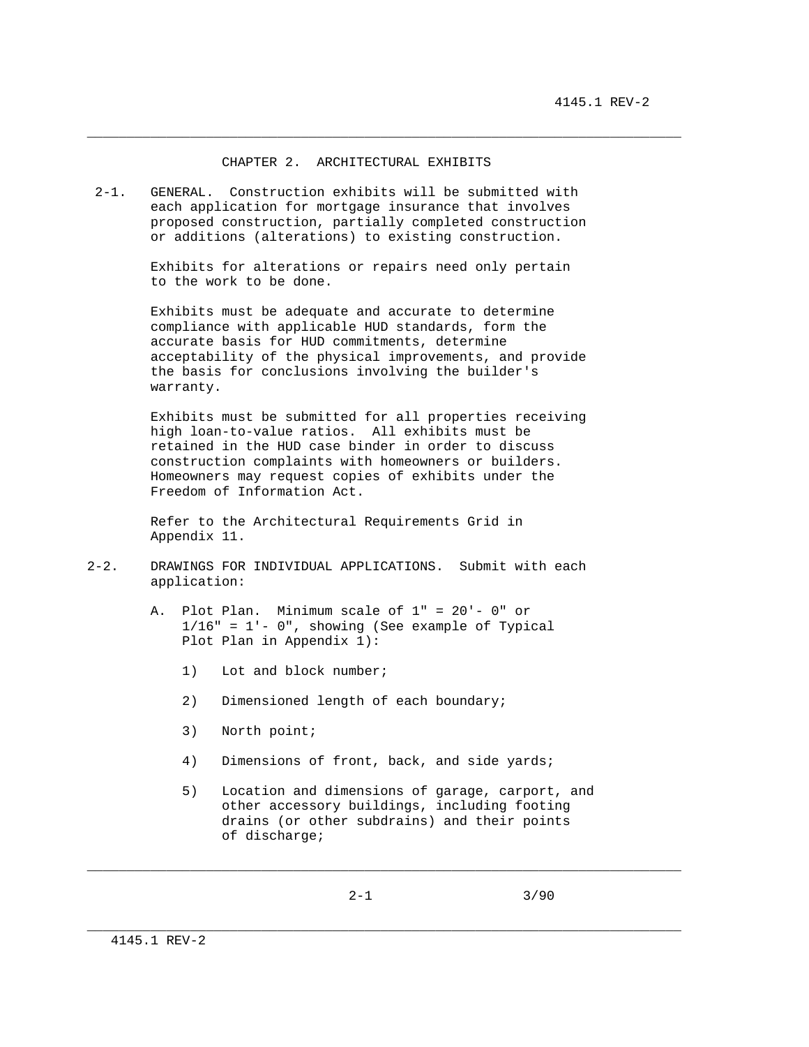# CHAPTER 2. ARCHITECTURAL EXHIBITS

**2-1. GENERAL.** Construction exhibits will be submitted with each application for mortgage insurance that involves proposed construction, partially completed construction or additions (alterations) to existing construction.

Exhibits for alterations or repairs need only pertain to the work to be done.

Exhibits must be adequate and accurate to determine compliance with applicable HUD standards, form the accurate basis for HUD commitments, determine acceptability of the physical improvements, and provide the basis for conclusions involving the builder's warranty.

Exhibits must be submitted for all properties receiving high loan-to-value ratios. All exhibits must be retained in the HUD case binder in order to discuss construction complaints with homeowners or builders. Homeowners may request copies of exhibits under the Freedom of Information Act.

Refer to the Architectural Requirements Grid in Appendix 11.

**2-2. DRAWINGS FOR INDIVIDUAL APPLICATIONS.** Submit with each application:

A. Plot Plan. Minimum scale of 1" = 20'- 0" or 1/16" = 1'- 0", showing (See example of Typical Plot Plan in Appendix 1):

1) Lot and block number;

2) Dimensioned length of each boundary;

3) North point;

4) Dimensions of front, back, and side yards;

5) Location and dimensions of garage, carport, and other accessory buildings, including footing drains (or other subdrains) and their points of discharge;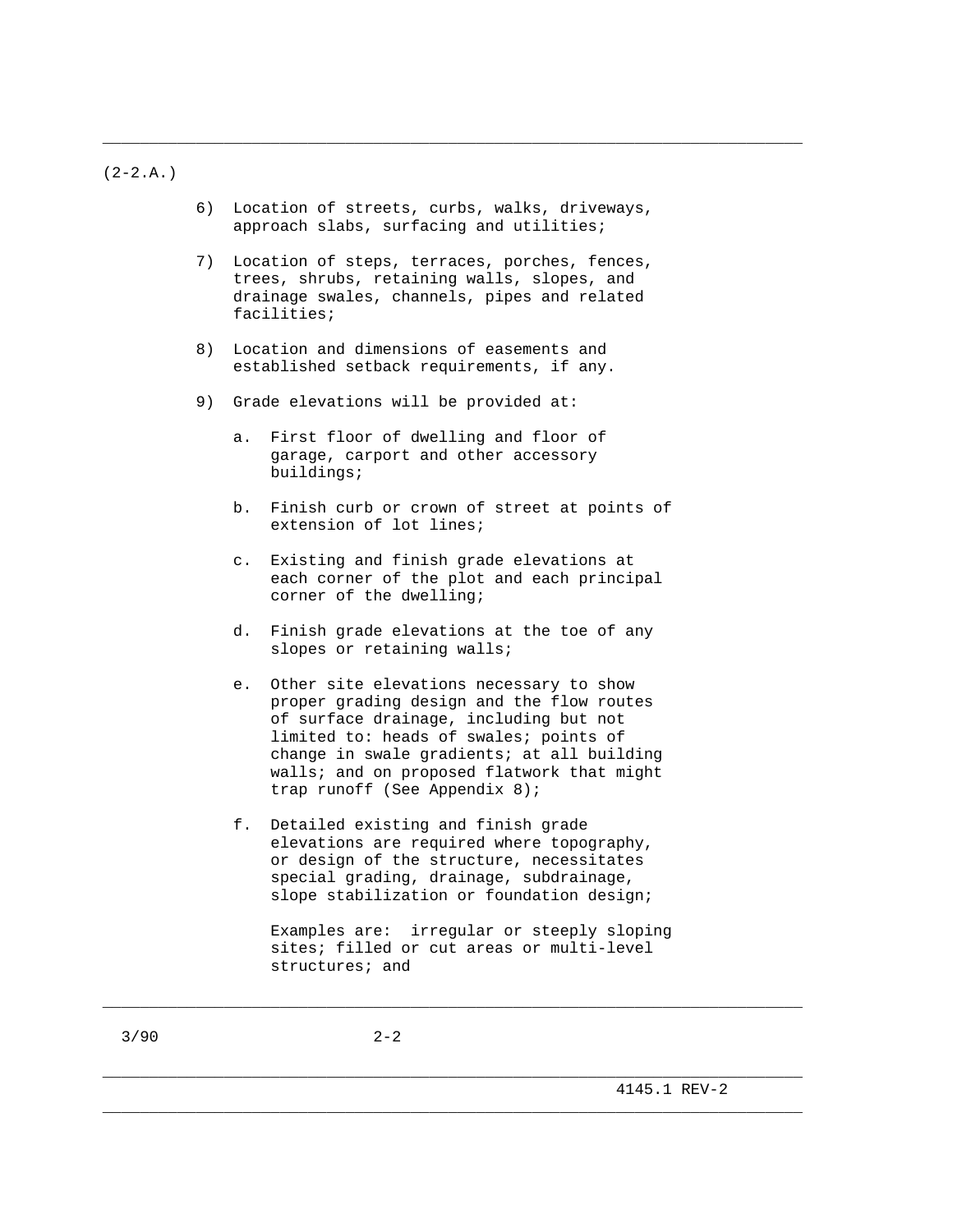(2-2.A.)

6) Location of streets, curbs, walks, driveways, approach slabs, surfacing and utilities;

7) Location of steps, terraces, porches, fences, trees, shrubs, retaining walls, slopes, and drainage swales, channels, pipes and related facilities;

8) Location and dimensions of easements and established setback requirements, if any.

9) Grade elevations will be provided at:

    a. First floor of dwelling and floor of garage, carport and other accessory buildings;

    b. Finish curb or crown of street at points of extension of lot lines;

    c. Existing and finish grade elevations at each corner of the plot and each principal corner of the dwelling;

    d. Finish grade elevations at the toe of any slopes or retaining walls;

    e. Other site elevations necessary to show proper grading design and the flow routes of surface drainage, including but not limited to: heads of swales; points of change in swale gradients; at all building walls; and on proposed flatwork that might trap runoff (See Appendix 8);

    f. Detailed existing and finish grade elevations are required where topography, or design of the structure, necessitates special grading, drainage, subdrainage, slope stabilization or foundation design;

       Examples are: irregular or steeply sloping sites; filled or cut areas or multi-level structures; and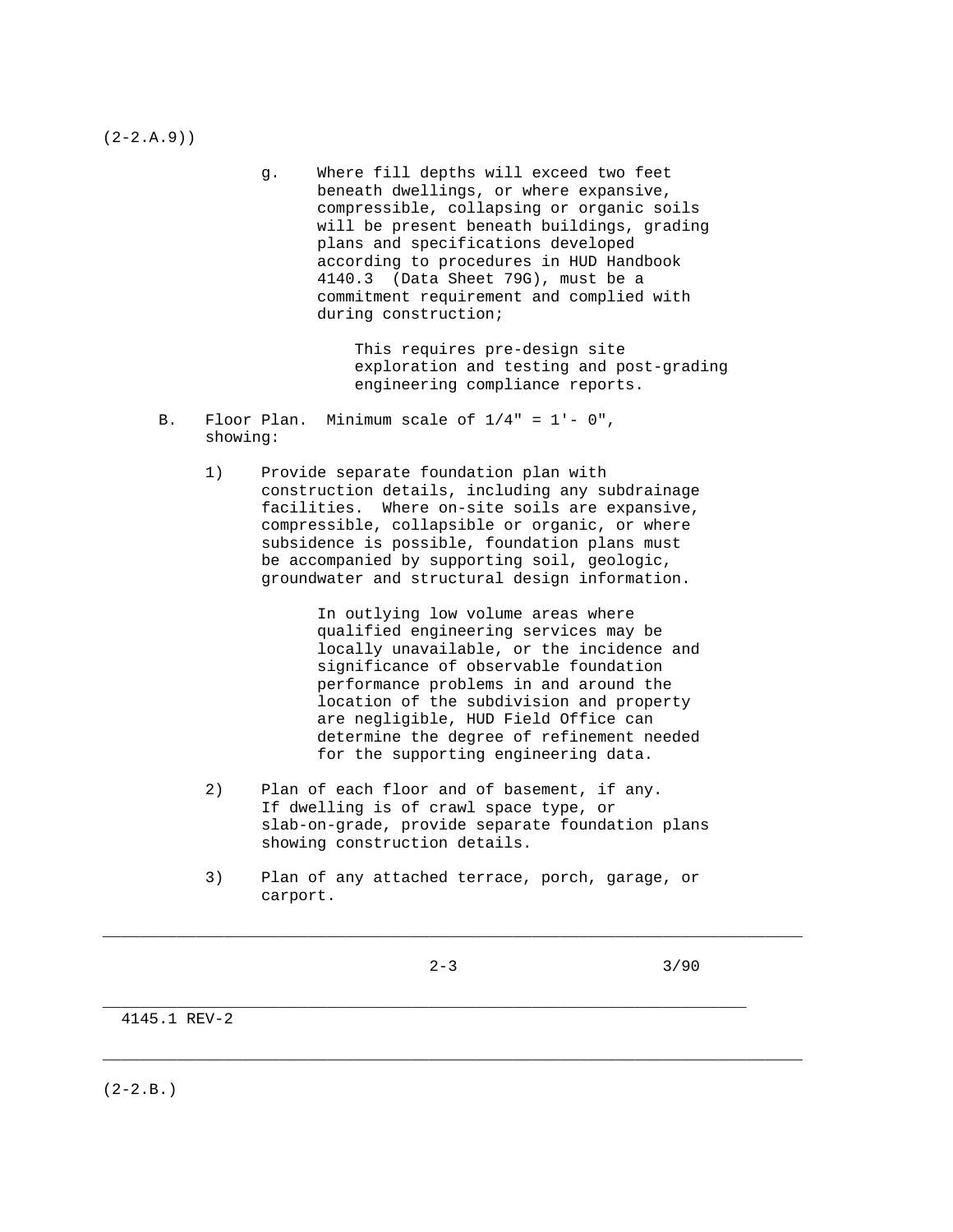(2-2.A.9))

g. Where fill depths will exceed two feet beneath dwellings, or where expansive, compressible, collapsing or organic soils will be present beneath buildings, grading plans and specifications developed according to procedures in HUD Handbook 4140.3 (Data Sheet 79G), must be a commitment requirement and complied with during construction;

   This requires pre-design site exploration and testing and post-grading engineering compliance reports.

B. Floor Plan. Minimum scale of 1/4" = 1'- 0", showing:

   1) Provide separate foundation plan with construction details, including any subdrainage facilities. Where on-site soils are expansive, compressible, collapsible or organic, or where subsidence is possible, foundation plans must be accompanied by supporting soil, geologic, groundwater and structural design information.

      In outlying low volume areas where qualified engineering services may be locally unavailable, or the incidence and significance of observable foundation performance problems in and around the location of the subdivision and property are negligible, HUD Field Office can determine the degree of refinement needed for the supporting engineering data.

   2) Plan of each floor and of basement, if any. If dwelling is of crawl space type, or slab-on-grade, provide separate foundation plans showing construction details.

   3) Plan of any attached terrace, porch, garage, or carport.

(2-2.B.)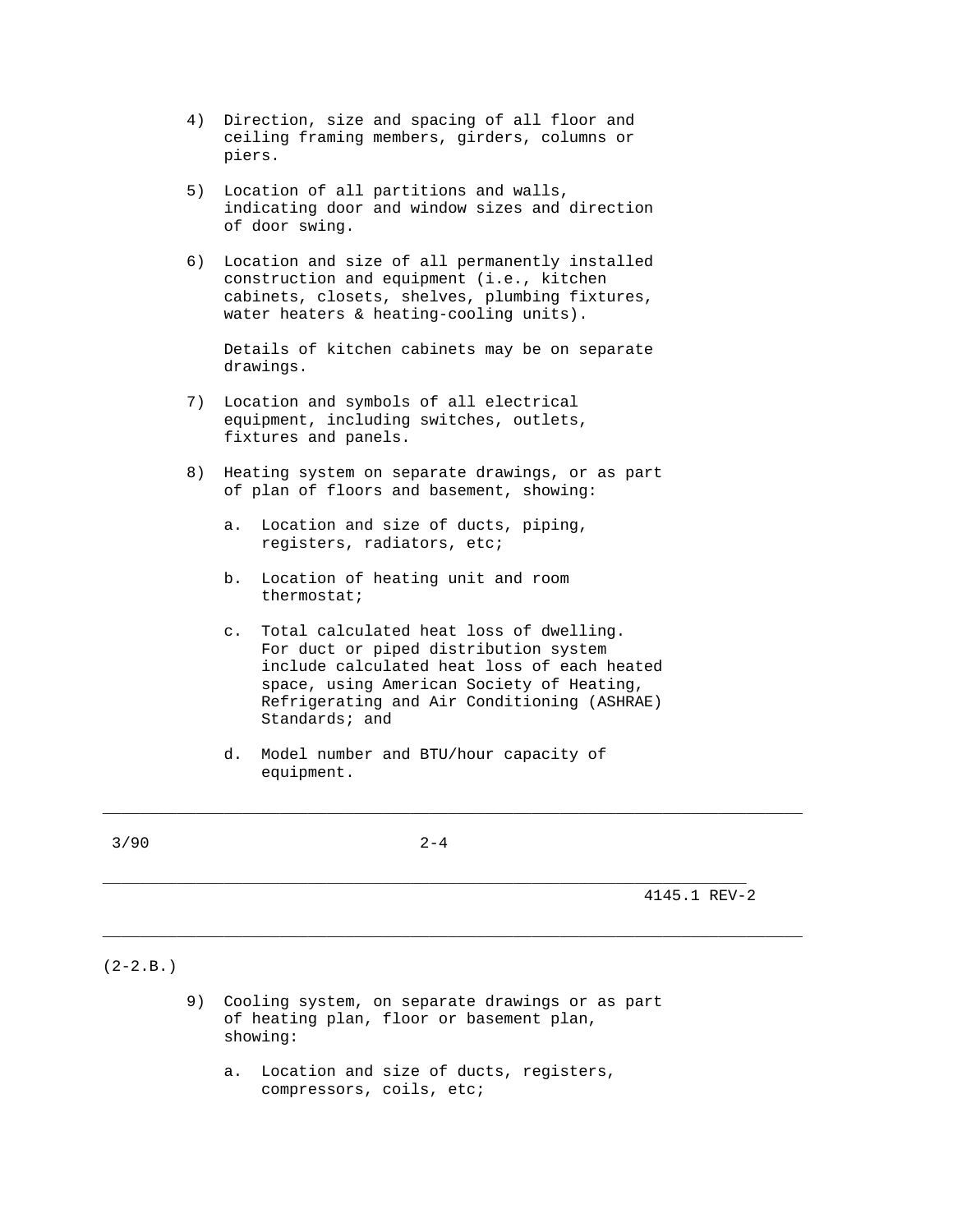4) Direction, size and spacing of all floor and ceiling framing members, girders, columns or piers.

5) Location of all partitions and walls, indicating door and window sizes and direction of door swing.

6) Location and size of all permanently installed construction and equipment (i.e., kitchen cabinets, closets, shelves, plumbing fixtures, water heaters & heating-cooling units).

   Details of kitchen cabinets may be on separate drawings.

7) Location and symbols of all electrical equipment, including switches, outlets, fixtures and panels.

8) Heating system on separate drawings, or as part of plan of floors and basement, showing:

   a. Location and size of ducts, piping, registers, radiators, etc;

   b. Location of heating unit and room thermostat;

   c. Total calculated heat loss of dwelling. For duct or piped distribution system include calculated heat loss of each heated space, using American Society of Heating, Refrigerating and Air Conditioning (ASHRAE) Standards; and

   d. Model number and BTU/hour capacity of equipment.

(2-2.B.)

9) Cooling system, on separate drawings or as part of heating plan, floor or basement plan, showing:

   a. Location and size of ducts, registers, compressors, coils, etc;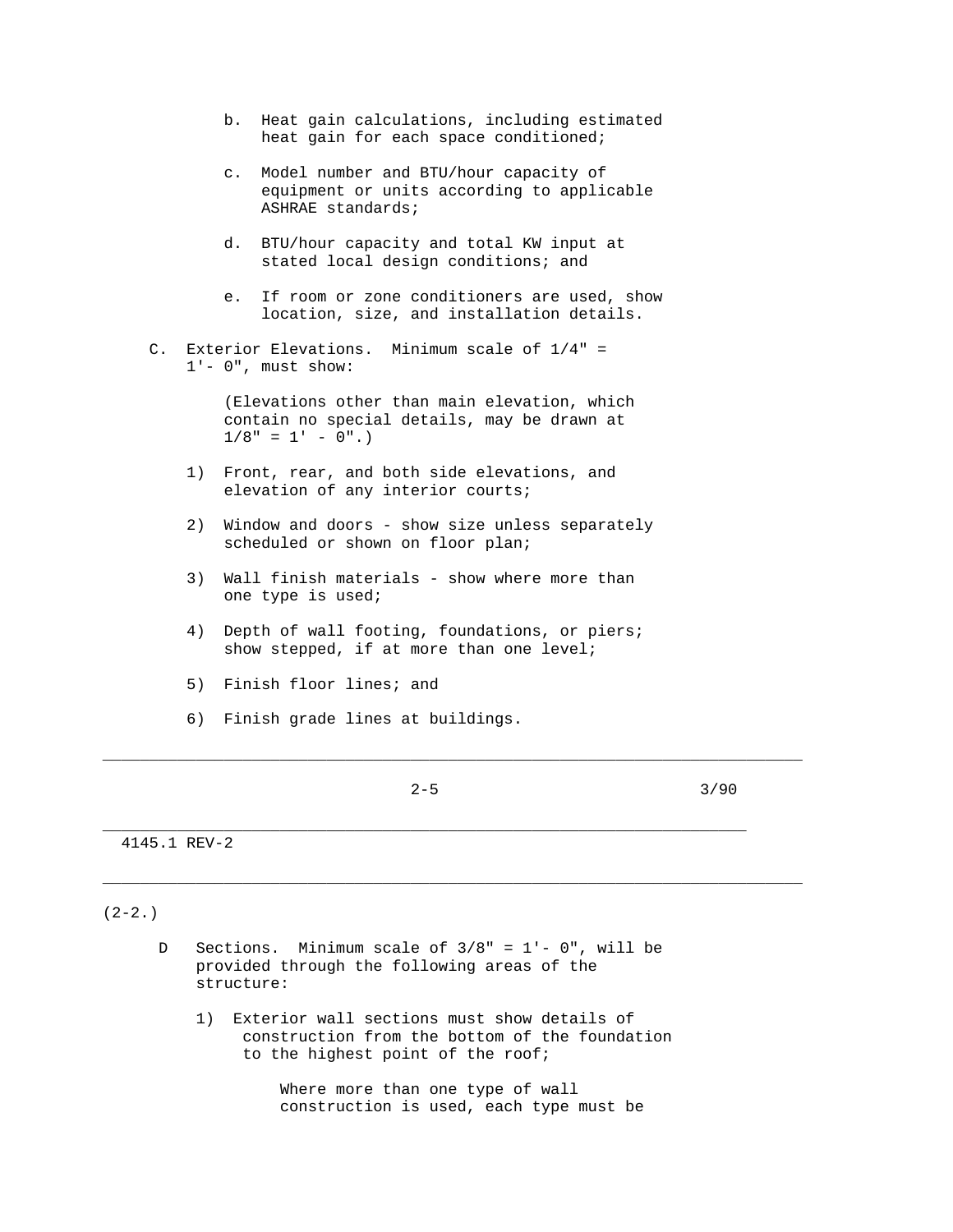b. Heat gain calculations, including estimated heat gain for each space conditioned;

c. Model number and BTU/hour capacity of equipment or units according to applicable ASHRAE standards;

d. BTU/hour capacity and total KW input at stated local design conditions; and

e. If room or zone conditioners are used, show location, size, and installation details.

C. Exterior Elevations. Minimum scale of 1/4" = 1'- 0", must show:

(Elevations other than main elevation, which contain no special details, may be drawn at 1/8" = 1' - 0".)

1) Front, rear, and both side elevations, and elevation of any interior courts;

2) Window and doors - show size unless separately scheduled or shown on floor plan;

3) Wall finish materials - show where more than one type is used;

4) Depth of wall footing, foundations, or piers; show stepped, if at more than one level;

5) Finish floor lines; and

6) Finish grade lines at buildings.

(2-2.)

D Sections. Minimum scale of 3/8" = 1'- 0", will be provided through the following areas of the structure:

1) Exterior wall sections must show details of construction from the bottom of the foundation to the highest point of the roof;

Where more than one type of wall construction is used, each type must be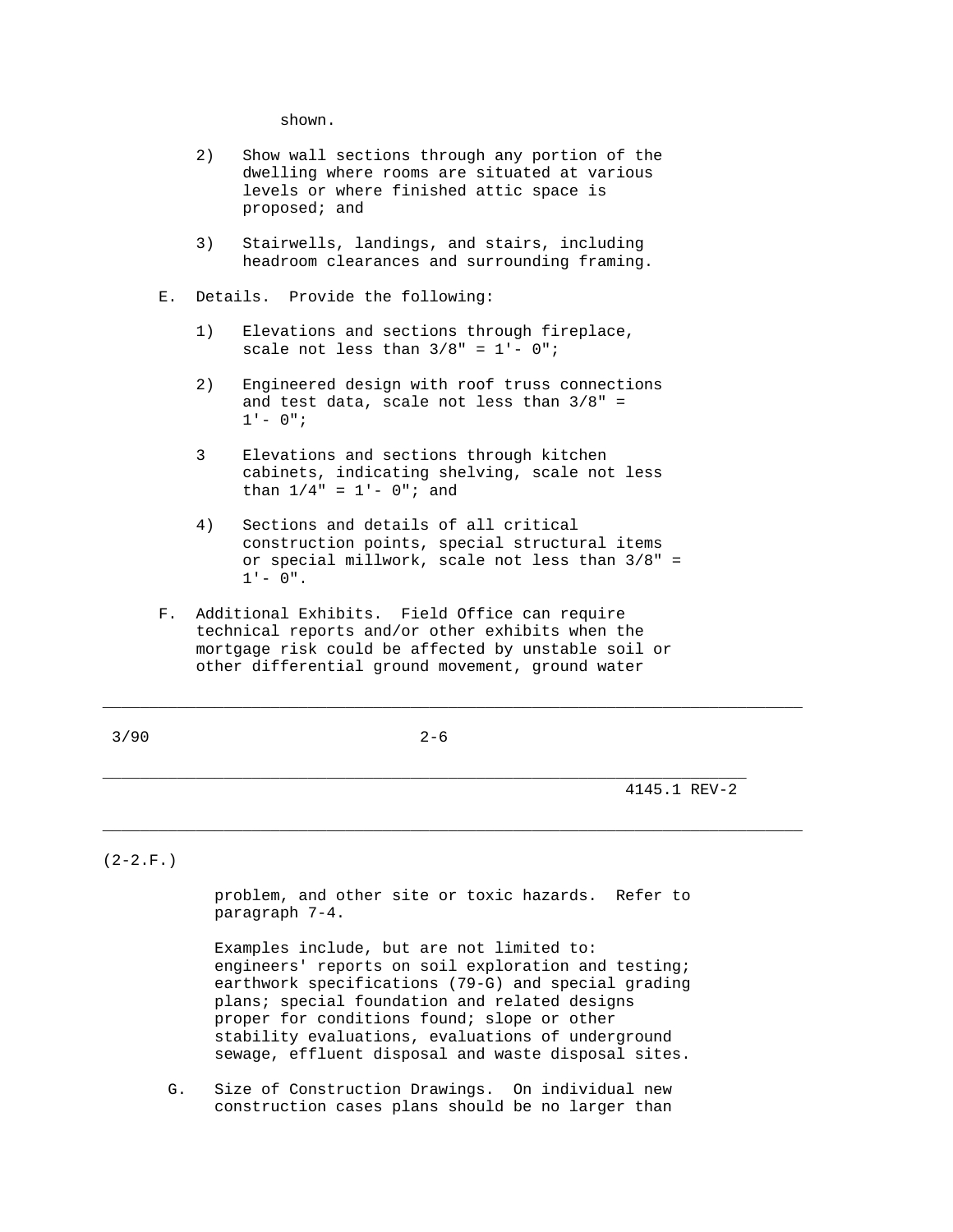shown.

2) Show wall sections through any portion of the dwelling where rooms are situated at various levels or where finished attic space is proposed; and

3) Stairwells, landings, and stairs, including headroom clearances and surrounding framing.

E. Details. Provide the following:

1) Elevations and sections through fireplace, scale not less than 3/8" = 1'- 0";

2) Engineered design with roof truss connections and test data, scale not less than 3/8" = 1'- 0";

3 Elevations and sections through kitchen cabinets, indicating shelving, scale not less than 1/4" = 1'- 0"; and

4) Sections and details of all critical construction points, special structural items or special millwork, scale not less than 3/8" = 1'- 0".

F. Additional Exhibits. Field Office can require technical reports and/or other exhibits when the mortgage risk could be affected by unstable soil or other differential ground movement, ground water problem, and other site or toxic hazards. Refer to paragraph 7-4.

Examples include, but are not limited to: engineers' reports on soil exploration and testing; earthwork specifications (79-G) and special grading plans; special foundation and related designs proper for conditions found; slope or other stability evaluations, evaluations of underground sewage, effluent disposal and waste disposal sites.

G. Size of Construction Drawings. On individual new construction cases plans should be no larger than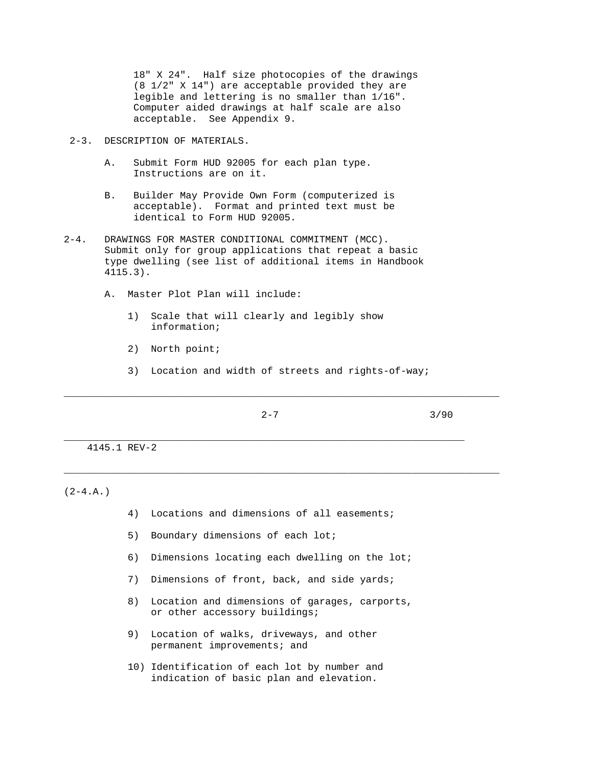18" X 24". Half size photocopies of the drawings (8 1/2" X 14") are acceptable provided they are legible and lettering is no smaller than 1/16". Computer aided drawings at half scale are also acceptable. See Appendix 9.

2-3. DESCRIPTION OF MATERIALS.

A. Submit Form HUD 92005 for each plan type. Instructions are on it.

B. Builder May Provide Own Form (computerized is acceptable). Format and printed text must be identical to Form HUD 92005.

2-4. DRAWINGS FOR MASTER CONDITIONAL COMMITMENT (MCC). Submit only for group applications that repeat a basic type dwelling (see list of additional items in Handbook 4115.3).

A. Master Plot Plan will include:

1) Scale that will clearly and legibly show information;

2) North point;

3) Location and width of streets and rights-of-way;

(2-4.A.)

4) Locations and dimensions of all easements;

5) Boundary dimensions of each lot;

6) Dimensions locating each dwelling on the lot;

7) Dimensions of front, back, and side yards;

8) Location and dimensions of garages, carports, or other accessory buildings;

9) Location of walks, driveways, and other permanent improvements; and

10) Identification of each lot by number and indication of basic plan and elevation.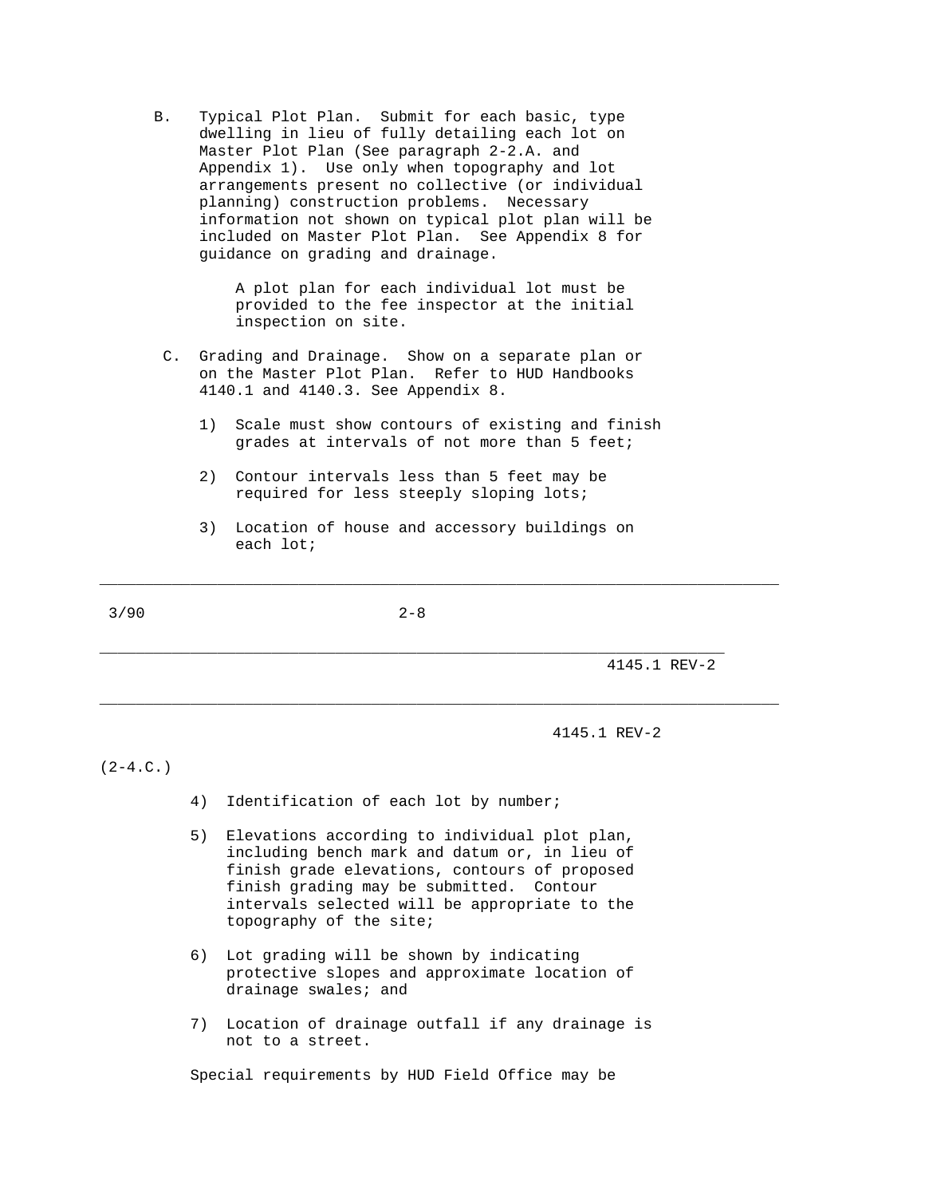B. Typical Plot Plan. Submit for each basic, type dwelling in lieu of fully detailing each lot on Master Plot Plan (See paragraph 2-2.A. and Appendix 1). Use only when topography and lot arrangements present no collective (or individual planning) construction problems. Necessary information not shown on typical plot plan will be included on Master Plot Plan. See Appendix 8 for guidance on grading and drainage.

A plot plan for each individual lot must be provided to the fee inspector at the initial inspection on site.

C. Grading and Drainage. Show on a separate plan or on the Master Plot Plan. Refer to HUD Handbooks 4140.1 and 4140.3. See Appendix 8.

1) Scale must show contours of existing and finish grades at intervals of not more than 5 feet;

2) Contour intervals less than 5 feet may be required for less steeply sloping lots;

3) Location of house and accessory buildings on each lot;

(2-4.C.)

4) Identification of each lot by number;

5) Elevations according to individual plot plan, including bench mark and datum or, in lieu of finish grade elevations, contours of proposed finish grading may be submitted. Contour intervals selected will be appropriate to the topography of the site;

6) Lot grading will be shown by indicating protective slopes and approximate location of drainage swales; and

7) Location of drainage outfall if any drainage is not to a street.

Special requirements by HUD Field Office may be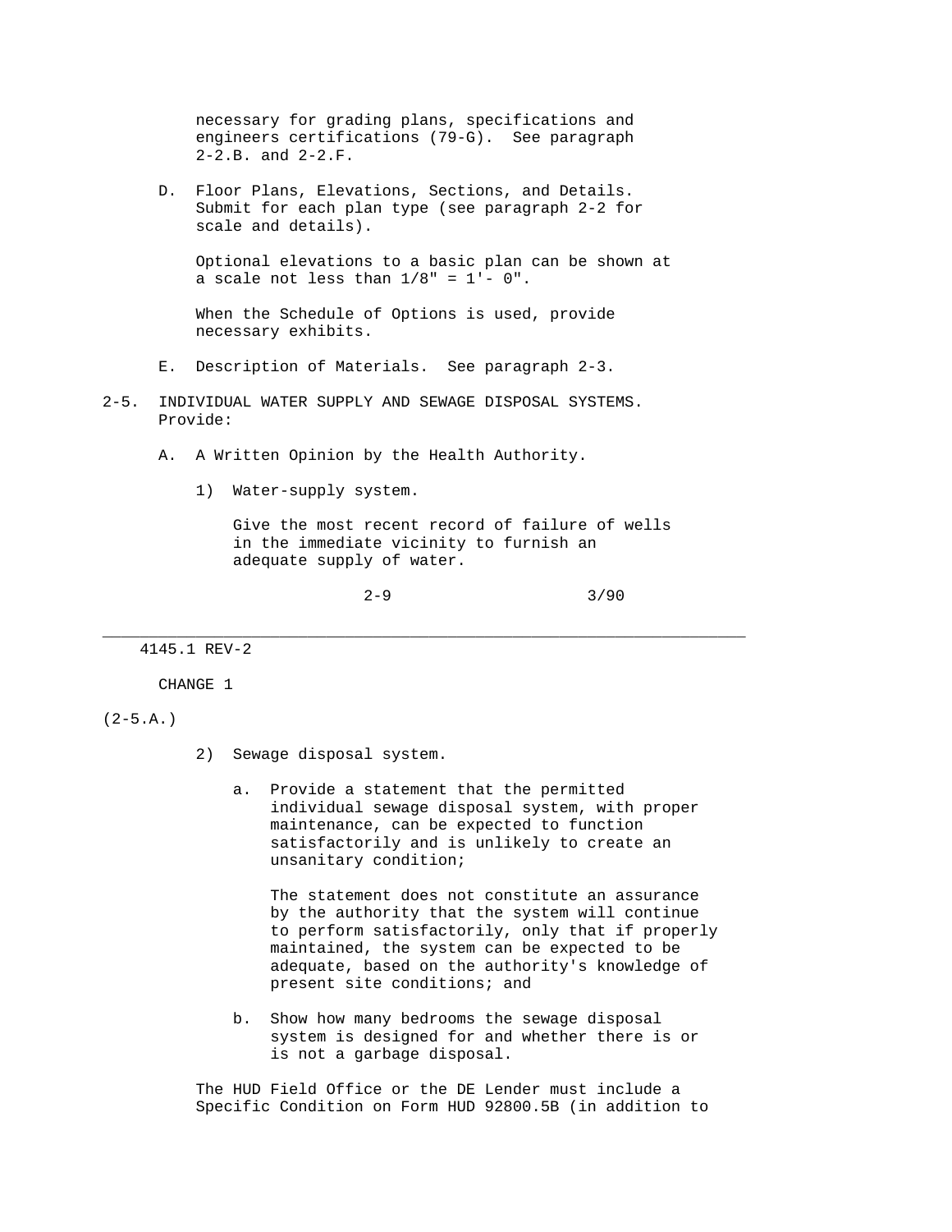necessary for grading plans, specifications and engineers certifications (79-G). See paragraph 2-2.B. and 2-2.F.

D. Floor Plans, Elevations, Sections, and Details. Submit for each plan type (see paragraph 2-2 for scale and details).

Optional elevations to a basic plan can be shown at a scale not less than 1/8" = 1'- 0".

When the Schedule of Options is used, provide necessary exhibits.

E. Description of Materials. See paragraph 2-3.

2-5. INDIVIDUAL WATER SUPPLY AND SEWAGE DISPOSAL SYSTEMS. Provide:

A. A Written Opinion by the Health Authority.

1) Water-supply system.

Give the most recent record of failure of wells in the immediate vicinity to furnish an adequate supply of water.

(2-5.A.)

2) Sewage disposal system.

a. Provide a statement that the permitted individual sewage disposal system, with proper maintenance, can be expected to function satisfactorily and is unlikely to create an unsanitary condition;

The statement does not constitute an assurance by the authority that the system will continue to perform satisfactorily, only that if properly maintained, the system can be expected to be adequate, based on the authority's knowledge of present site conditions; and

b. Show how many bedrooms the sewage disposal system is designed for and whether there is or is not a garbage disposal.

The HUD Field Office or the DE Lender must include a Specific Condition on Form HUD 92800.5B (in addition to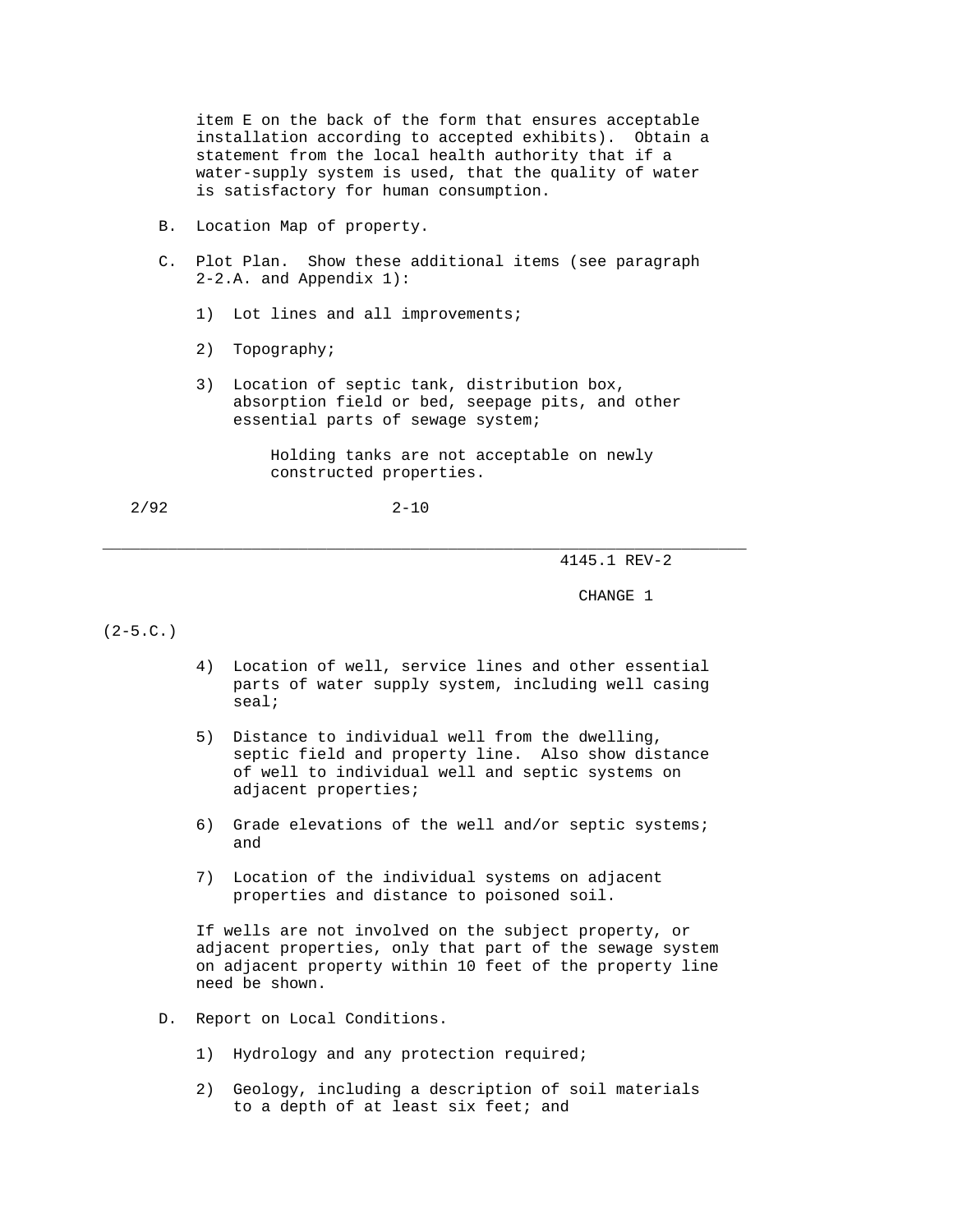item E on the back of the form that ensures acceptable installation according to accepted exhibits). Obtain a statement from the local health authority that if a water-supply system is used, that the quality of water is satisfactory for human consumption.

B. Location Map of property.

C. Plot Plan. Show these additional items (see paragraph 2-2.A. and Appendix 1):

1) Lot lines and all improvements;

2) Topography;

3) Location of septic tank, distribution box, absorption field or bed, seepage pits, and other essential parts of sewage system;

   Holding tanks are not acceptable on newly constructed properties.

(2-5.C.)

4) Location of well, service lines and other essential parts of water supply system, including well casing seal;

5) Distance to individual well from the dwelling, septic field and property line. Also show distance of well to individual well and septic systems on adjacent properties;

6) Grade elevations of the well and/or septic systems; and

7) Location of the individual systems on adjacent properties and distance to poisoned soil.

If wells are not involved on the subject property, or adjacent properties, only that part of the sewage system on adjacent property within 10 feet of the property line need be shown.

D. Report on Local Conditions.

1) Hydrology and any protection required;

2) Geology, including a description of soil materials to a depth of at least six feet; and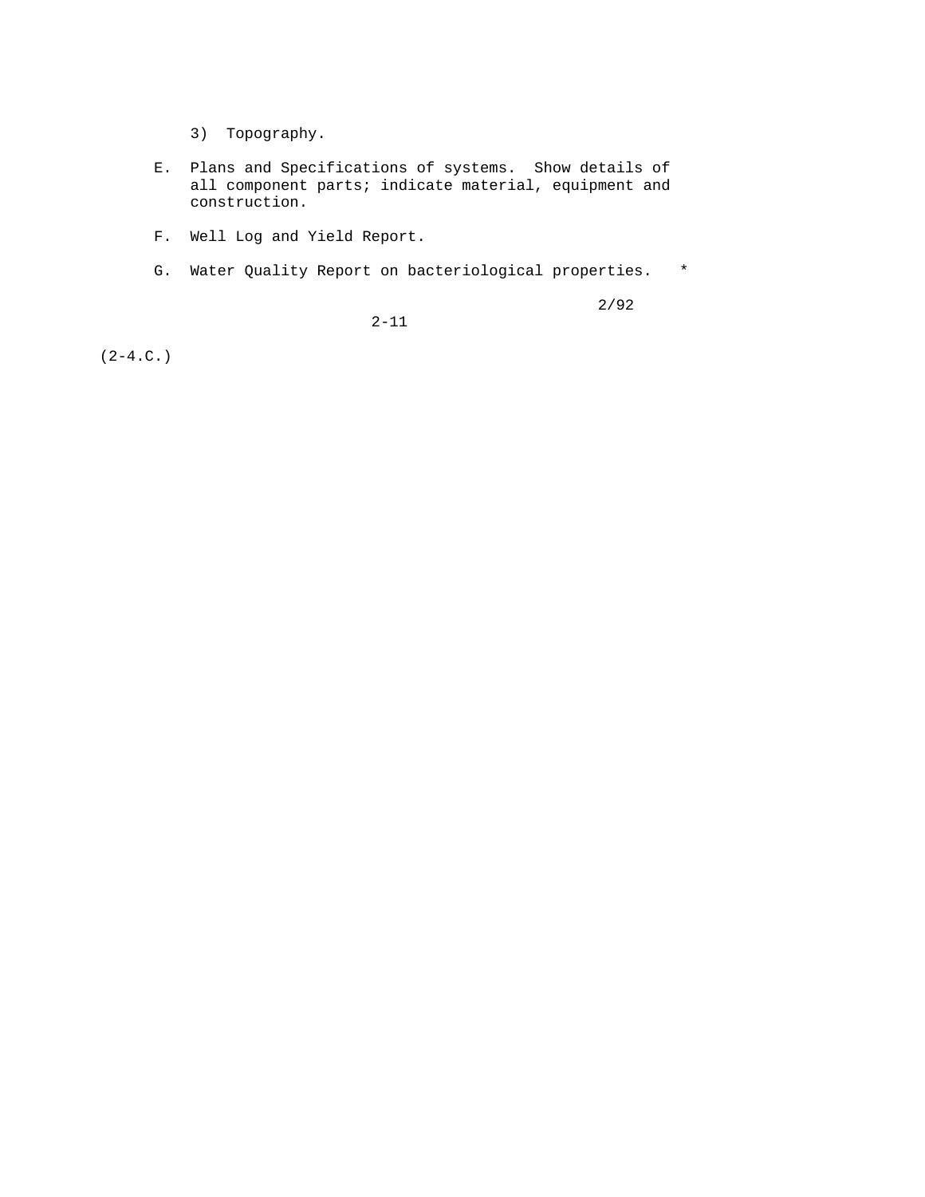3) Topography.

E. Plans and Specifications of systems. Show details of all component parts; indicate material, equipment and construction.

F. Well Log and Yield Report.

G. Water Quality Report on bacteriological properties. *

2/92

(2-4.C.)